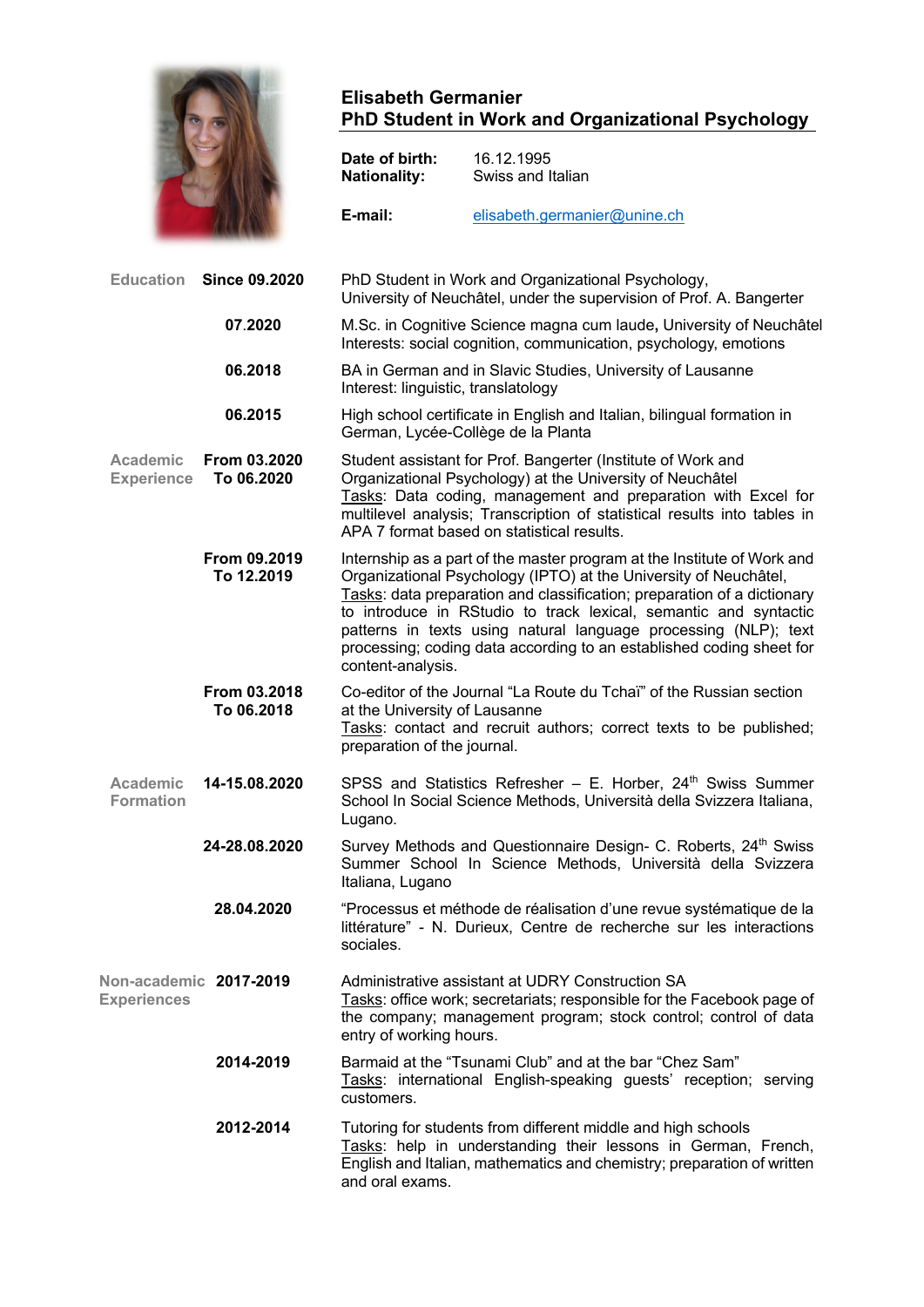# Elisabeth Germanier
## PhD Student in Work and Organizational Psychology

**Date of birth:** 16.12.1995
**Nationality:** Swiss and Italian

**E-mail:** elisabeth.germanier@unine.ch

## Education

**Since 09.2020**
PhD Student in Work and Organizational Psychology, University of Neuchâtel, under the supervision of Prof. A. Bangerter

**07.2020**
M.Sc. in Cognitive Science magna cum laude**,** University of Neuchâtel
Interests: social cognition, communication, psychology, emotions

**06.2018**
BA in German and in Slavic Studies, University of Lausanne
Interest: linguistic, translatology

**06.2015**
High school certificate in English and Italian, bilingual formation in German, Lycée-Collège de la Planta

## Academic Experience

**From 03.2020 To 06.2020**
Student assistant for Prof. Bangerter (Institute of Work and Organizational Psychology) at the University of Neuchâtel
Tasks: Data coding, management and preparation with Excel for multilevel analysis; Transcription of statistical results into tables in APA 7 format based on statistical results.

**From 09.2019 To 12.2019**
Internship as a part of the master program at the Institute of Work and Organizational Psychology (IPTO) at the University of Neuchâtel,
Tasks: data preparation and classification; preparation of a dictionary to introduce in RStudio to track lexical, semantic and syntactic patterns in texts using natural language processing (NLP); text processing; coding data according to an established coding sheet for content-analysis.

**From 03.2018 To 06.2018**
Co-editor of the Journal "La Route du Tchaï" of the Russian section at the University of Lausanne
Tasks: contact and recruit authors; correct texts to be published; preparation of the journal.

## Academic Formation

**14-15.08.2020**
SPSS and Statistics Refresher – E. Horber, 24th Swiss Summer School In Social Science Methods, Università della Svizzera Italiana, Lugano.

**24-28.08.2020**
Survey Methods and Questionnaire Design- C. Roberts, 24th Swiss Summer School In Science Methods, Università della Svizzera Italiana, Lugano

**28.04.2020**
"Processus et méthode de réalisation d'une revue systématique de la littérature" - N. Durieux, Centre de recherche sur les interactions sociales.

## Non-academic Experiences

**2017-2019**
Administrative assistant at UDRY Construction SA
Tasks: office work; secretariats; responsible for the Facebook page of the company; management program; stock control; control of data entry of working hours.

**2014-2019**
Barmaid at the "Tsunami Club" and at the bar "Chez Sam"
Tasks: international English-speaking guests' reception; serving customers.

**2012-2014**
Tutoring for students from different middle and high schools
Tasks: help in understanding their lessons in German, French, English and Italian, mathematics and chemistry; preparation of written and oral exams.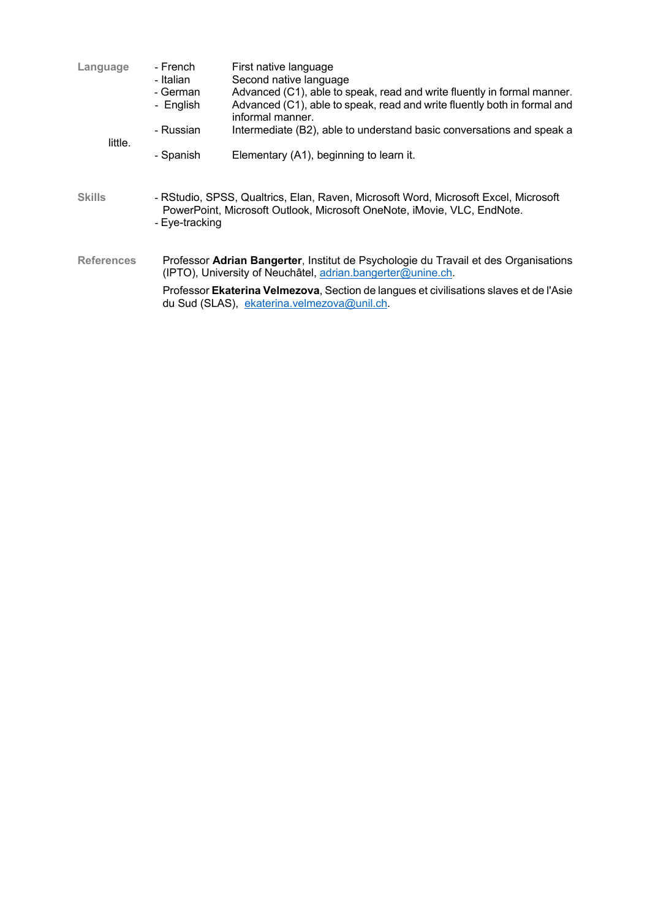## Language

- French — First native language
- Italian — Second native language
- German — Advanced (C1), able to speak, read and write fluently in formal manner.
- English — Advanced (C1), able to speak, read and write fluently both in formal and informal manner.
- Russian — Intermediate (B2), able to understand basic conversations and speak a little.
- Spanish — Elementary (A1), beginning to learn it.

## Skills

- RStudio, SPSS, Qualtrics, Elan, Raven, Microsoft Word, Microsoft Excel, Microsoft PowerPoint, Microsoft Outlook, Microsoft OneNote, iMovie, VLC, EndNote.
- Eye-tracking

## References

Professor **Adrian Bangerter**, Institut de Psychologie du Travail et des Organisations (IPTO), University of Neuchâtel, adrian.bangerter@unine.ch.

Professor **Ekaterina Velmezova**, Section de langues et civilisations slaves et de l'Asie du Sud (SLAS), ekaterina.velmezova@unil.ch.